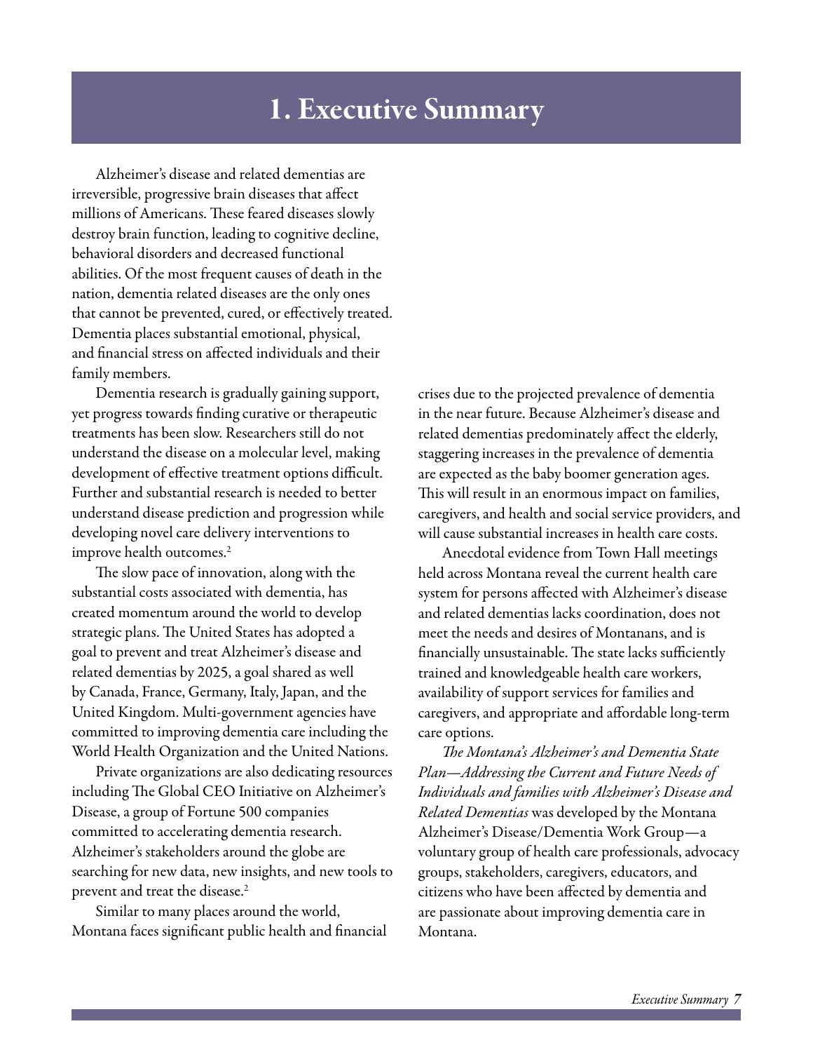# 1. Executive Summary

Alzheimer's disease and related dementias are irreversible, progressive brain diseases that affect millions of Americans. These feared diseases slowly destroy brain function, leading to cognitive decline, behavioral disorders and decreased functional abilities. Of the most frequent causes of death in the nation, dementia related diseases are the only ones that cannot be prevented, cured, or effectively treated. Dementia places substantial emotional, physical, and financial stress on affected individuals and their family members.

Dementia research is gradually gaining support, yet progress towards finding curative or therapeutic treatments has been slow. Researchers still do not understand the disease on a molecular level, making development of effective treatment options difficult. Further and substantial research is needed to better understand disease prediction and progression while developing novel care delivery interventions to improve health outcomes.[2]

The slow pace of innovation, along with the substantial costs associated with dementia, has created momentum around the world to develop strategic plans. The United States has adopted a goal to prevent and treat Alzheimer's disease and related dementias by 2025, a goal shared as well by Canada, France, Germany, Italy, Japan, and the United Kingdom. Multi-government agencies have committed to improving dementia care including the World Health Organization and the United Nations.

Private organizations are also dedicating resources including The Global CEO Initiative on Alzheimer's Disease, a group of Fortune 500 companies committed to accelerating dementia research. Alzheimer's stakeholders around the globe are searching for new data, new insights, and new tools to prevent and treat the disease.[2]

Similar to many places around the world, Montana faces significant public health and financial crises due to the projected prevalence of dementia in the near future. Because Alzheimer's disease and related dementias predominately affect the elderly, staggering increases in the prevalence of dementia are expected as the baby boomer generation ages. This will result in an enormous impact on families, caregivers, and health and social service providers, and will cause substantial increases in health care costs.

Anecdotal evidence from Town Hall meetings held across Montana reveal the current health care system for persons affected with Alzheimer's disease and related dementias lacks coordination, does not meet the needs and desires of Montanans, and is financially unsustainable. The state lacks sufficiently trained and knowledgeable health care workers, availability of support services for families and caregivers, and appropriate and affordable long-term care options.

*The Montana's Alzheimer's and Dementia State Plan—Addressing the Current and Future Needs of Individuals and families with Alzheimer's Disease and Related Dementias* was developed by the Montana Alzheimer's Disease/Dementia Work Group—a voluntary group of health care professionals, advocacy groups, stakeholders, caregivers, educators, and citizens who have been affected by dementia and are passionate about improving dementia care in Montana.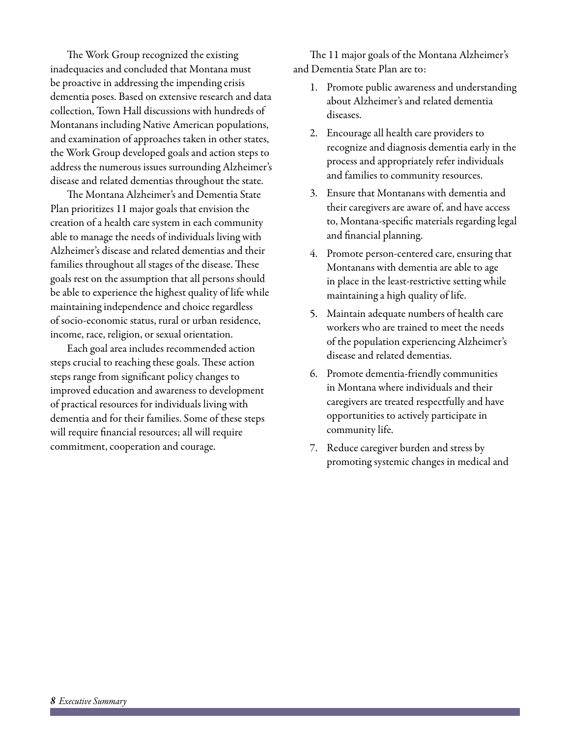The Work Group recognized the existing inadequacies and concluded that Montana must be proactive in addressing the impending crisis dementia poses. Based on extensive research and data collection, Town Hall discussions with hundreds of Montanans including Native American populations, and examination of approaches taken in other states, the Work Group developed goals and action steps to address the numerous issues surrounding Alzheimer's disease and related dementias throughout the state.

The Montana Alzheimer's and Dementia State Plan prioritizes 11 major goals that envision the creation of a health care system in each community able to manage the needs of individuals living with Alzheimer's disease and related dementias and their families throughout all stages of the disease. These goals rest on the assumption that all persons should be able to experience the highest quality of life while maintaining independence and choice regardless of socio-economic status, rural or urban residence, income, race, religion, or sexual orientation.

Each goal area includes recommended action steps crucial to reaching these goals. These action steps range from significant policy changes to improved education and awareness to development of practical resources for individuals living with dementia and for their families. Some of these steps will require financial resources; all will require commitment, cooperation and courage.

The 11 major goals of the Montana Alzheimer's and Dementia State Plan are to:

1. Promote public awareness and understanding about Alzheimer's and related dementia diseases.
2. Encourage all health care providers to recognize and diagnosis dementia early in the process and appropriately refer individuals and families to community resources.
3. Ensure that Montanans with dementia and their caregivers are aware of, and have access to, Montana-specific materials regarding legal and financial planning.
4. Promote person-centered care, ensuring that Montanans with dementia are able to age in place in the least-restrictive setting while maintaining a high quality of life.
5. Maintain adequate numbers of health care workers who are trained to meet the needs of the population experiencing Alzheimer's disease and related dementias.
6. Promote dementia-friendly communities in Montana where individuals and their caregivers are treated respectfully and have opportunities to actively participate in community life.
7. Reduce caregiver burden and stress by promoting systemic changes in medical and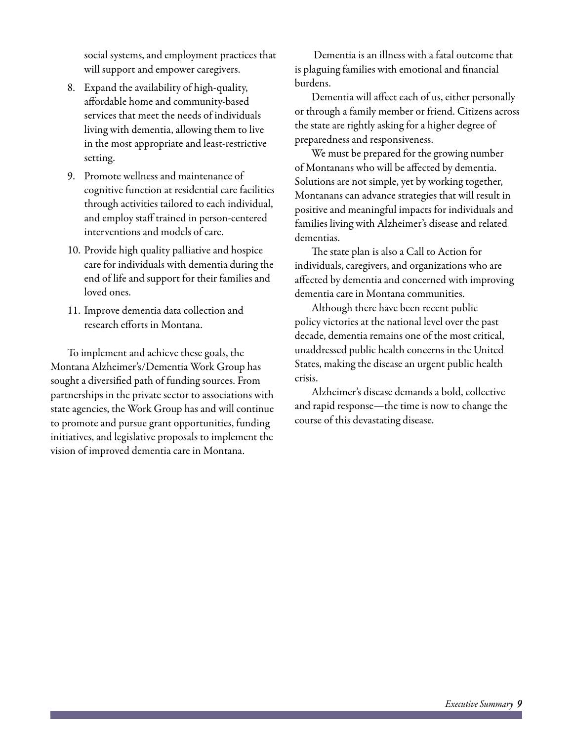social systems, and employment practices that will support and empower caregivers.

8. Expand the availability of high-quality, affordable home and community-based services that meet the needs of individuals living with dementia, allowing them to live in the most appropriate and least-restrictive setting.
9. Promote wellness and maintenance of cognitive function at residential care facilities through activities tailored to each individual, and employ staff trained in person-centered interventions and models of care.
10. Provide high quality palliative and hospice care for individuals with dementia during the end of life and support for their families and loved ones.
11. Improve dementia data collection and research efforts in Montana.

To implement and achieve these goals, the Montana Alzheimer's/Dementia Work Group has sought a diversified path of funding sources. From partnerships in the private sector to associations with state agencies, the Work Group has and will continue to promote and pursue grant opportunities, funding initiatives, and legislative proposals to implement the vision of improved dementia care in Montana.

Dementia is an illness with a fatal outcome that is plaguing families with emotional and financial burdens.

Dementia will affect each of us, either personally or through a family member or friend. Citizens across the state are rightly asking for a higher degree of preparedness and responsiveness.

We must be prepared for the growing number of Montanans who will be affected by dementia. Solutions are not simple, yet by working together, Montanans can advance strategies that will result in positive and meaningful impacts for individuals and families living with Alzheimer's disease and related dementias.

The state plan is also a Call to Action for individuals, caregivers, and organizations who are affected by dementia and concerned with improving dementia care in Montana communities.

Although there have been recent public policy victories at the national level over the past decade, dementia remains one of the most critical, unaddressed public health concerns in the United States, making the disease an urgent public health crisis.

Alzheimer's disease demands a bold, collective and rapid response—the time is now to change the course of this devastating disease.